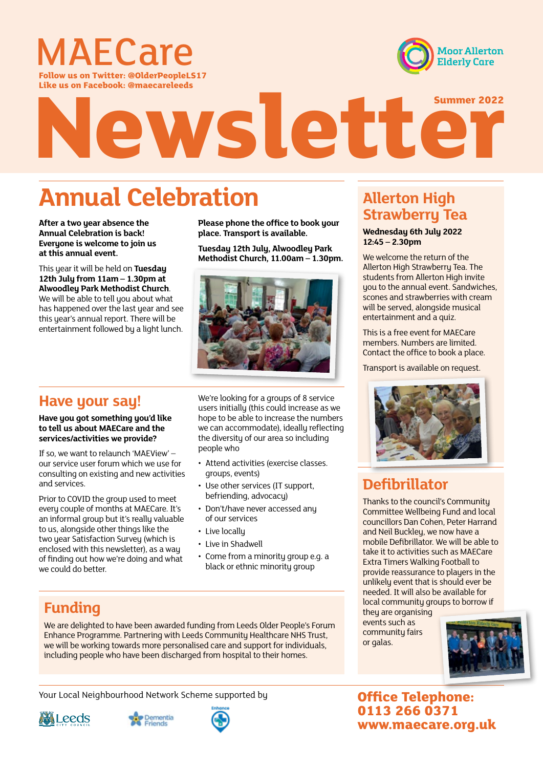# MAECare

**Follow us on Twitter: @OlderPeopleLS17**
**Like us on Facebook: @maecareleeds**

Moor Allerton Elderly Care

# Newsletter

**Summer 2022**

## Annual Celebration

**After a two year absence the Annual Celebration is back! Everyone is welcome to join us at this annual event.**

This year it will be held on **Tuesday 12th July from 11am – 1.30pm at Alwoodley Park Methodist Church**. We will be able to tell you about what has happened over the last year and see this year's annual report. There will be entertainment followed by a light lunch.

**Please phone the office to book your place. Transport is available.**

**Tuesday 12th July, Alwoodley Park Methodist Church, 11.00am – 1.30pm.**

## Have your say!

**Have you got something you'd like to tell us about MAECare and the services/activities we provide?**

If so, we want to relaunch 'MAEView' – our service user forum which we use for consulting on existing and new activities and services.

Prior to COVID the group used to meet every couple of months at MAECare. It's an informal group but it's really valuable to us, alongside other things like the two year Satisfaction Survey (which is enclosed with this newsletter), as a way of finding out how we're doing and what we could do better.

We're looking for a groups of 8 service users initially (this could increase as we hope to be able to increase the numbers we can accommodate), ideally reflecting the diversity of our area so including people who

- Attend activities (exercise classes. groups, events)
- Use other services (IT support, befriending, advocacy)
- Don't/have never accessed any of our services
- Live locally
- Live in Shadwell
- Come from a minority group e.g. a black or ethnic minority group

## Funding

We are delighted to have been awarded funding from Leeds Older People's Forum Enhance Programme. Partnering with Leeds Community Healthcare NHS Trust, we will be working towards more personalised care and support for individuals, including people who have been discharged from hospital to their homes.

## Allerton High Strawberry Tea

**Wednesday 6th July 2022**
**12:45 – 2.30pm**

We welcome the return of the Allerton High Strawberry Tea. The students from Allerton High invite you to the annual event. Sandwiches, scones and strawberries with cream will be served, alongside musical entertainment and a quiz.

This is a free event for MAECare members. Numbers are limited. Contact the office to book a place.

Transport is available on request.

## Defibrillator

Thanks to the council's Community Committee Wellbeing Fund and local councillors Dan Cohen, Peter Harrand and Neil Buckley, we now have a mobile Defibrillator. We will be able to take it to activities such as MAECare Extra Timers Walking Football to provide reassurance to players in the unlikely event that is should ever be needed. It will also be available for local community groups to borrow if they are organising events such as community fairs or galas.

Your Local Neighbourhood Network Scheme supported by

Leeds City Council · Dementia Friends · Enhance

**Office Telephone: 0113 266 0371**
**www.maecare.org.uk**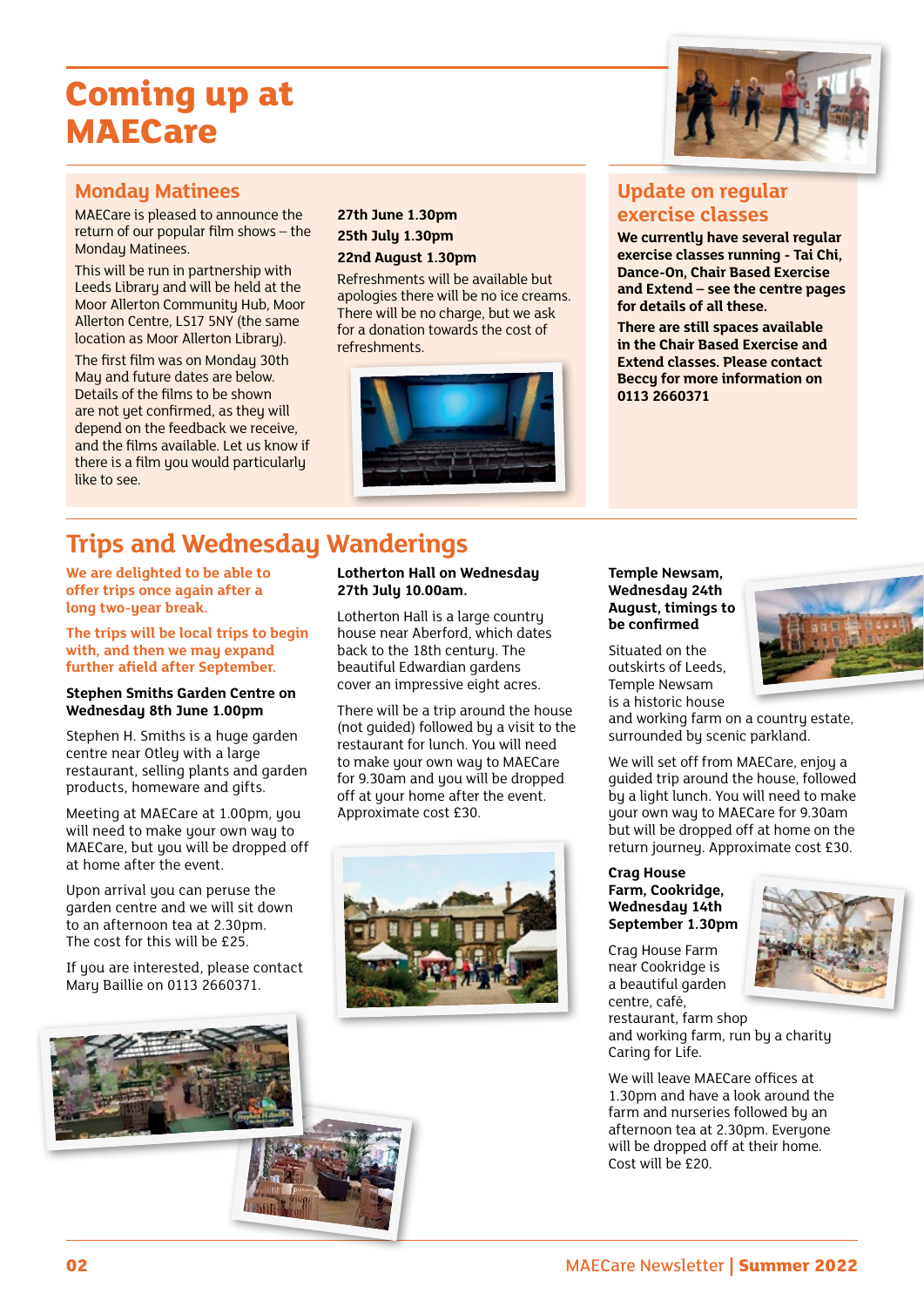# Coming up at MAECare

## Monday Matinees

MAECare is pleased to announce the return of our popular film shows – the Monday Matinees.

This will be run in partnership with Leeds Library and will be held at the Moor Allerton Community Hub, Moor Allerton Centre, LS17 5NY (the same location as Moor Allerton Library).

The first film was on Monday 30th May and future dates are below. Details of the films to be shown are not yet confirmed, as they will depend on the feedback we receive, and the films available. Let us know if there is a film you would particularly like to see.

**27th June 1.30pm**

**25th July 1.30pm**

**22nd August 1.30pm**

Refreshments will be available but apologies there will be no ice creams. There will be no charge, but we ask for a donation towards the cost of refreshments.

## Update on regular exercise classes

**We currently have several regular exercise classes running - Tai Chi, Dance-On, Chair Based Exercise and Extend – see the centre pages for details of all these.**

**There are still spaces available in the Chair Based Exercise and Extend classes. Please contact Beccy for more information on 0113 2660371**

## Trips and Wednesday Wanderings

**We are delighted to be able to offer trips once again after a long two-year break.**

**The trips will be local trips to begin with, and then we may expand further afield after September.**

**Stephen Smiths Garden Centre on Wednesday 8th June 1.00pm**

Stephen H. Smiths is a huge garden centre near Otley with a large restaurant, selling plants and garden products, homeware and gifts.

Meeting at MAECare at 1.00pm, you will need to make your own way to MAECare, but you will be dropped off at home after the event.

Upon arrival you can peruse the garden centre and we will sit down to an afternoon tea at 2.30pm. The cost for this will be £25.

If you are interested, please contact Mary Baillie on 0113 2660371.

**Lotherton Hall on Wednesday 27th July 10.00am.**

Lotherton Hall is a large country house near Aberford, which dates back to the 18th century. The beautiful Edwardian gardens cover an impressive eight acres.

There will be a trip around the house (not guided) followed by a visit to the restaurant for lunch. You will need to make your own way to MAECare for 9.30am and you will be dropped off at your home after the event. Approximate cost £30.

**Temple Newsam, Wednesday 24th August, timings to be confirmed**

Situated on the outskirts of Leeds, Temple Newsam is a historic house and working farm on a country estate, surrounded by scenic parkland.

We will set off from MAECare, enjoy a guided trip around the house, followed by a light lunch. You will need to make your own way to MAECare for 9.30am but will be dropped off at home on the return journey. Approximate cost £30.

**Crag House Farm, Cookridge, Wednesday 14th September 1.30pm**

Crag House Farm near Cookridge is a beautiful garden centre, café, restaurant, farm shop and working farm, run by a charity Caring for Life.

We will leave MAECare offices at 1.30pm and have a look around the farm and nurseries followed by an afternoon tea at 2.30pm. Everyone will be dropped off at their home. Cost will be £20.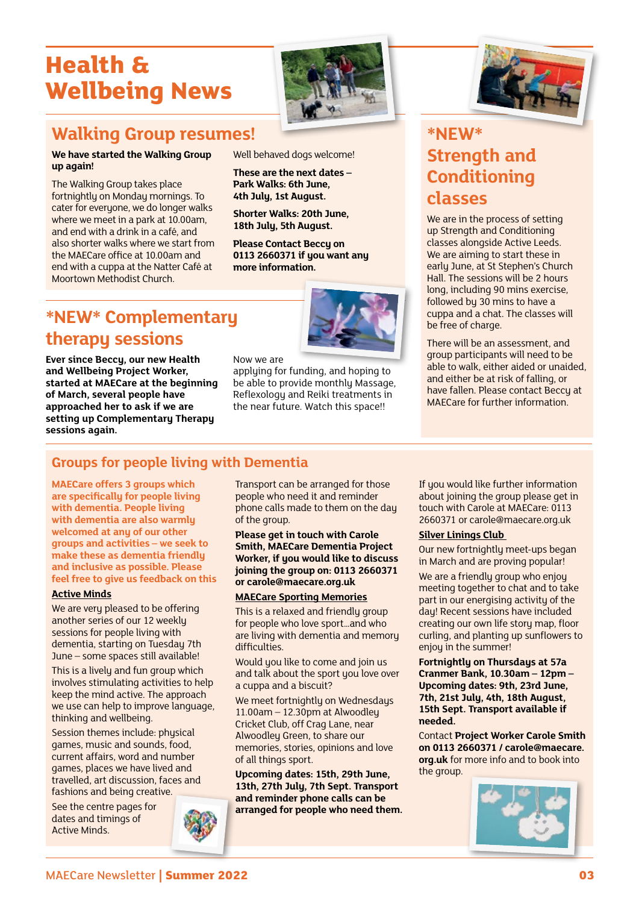# Health & Wellbeing News

## Walking Group resumes!

**We have started the Walking Group up again!**

The Walking Group takes place fortnightly on Monday mornings. To cater for everyone, we do longer walks where we meet in a park at 10.00am, and end with a drink in a café, and also shorter walks where we start from the MAECare office at 10.00am and end with a cuppa at the Natter Café at Moortown Methodist Church.

Well behaved dogs welcome!

**These are the next dates – Park Walks: 6th June, 4th July, 1st August.**

**Shorter Walks: 20th June, 18th July, 5th August.**

**Please Contact Beccy on 0113 2660371 if you want any more information.**

## *NEW* Complementary therapy sessions

**Ever since Beccy, our new Health and Wellbeing Project Worker, started at MAECare at the beginning of March, several people have approached her to ask if we are setting up Complementary Therapy sessions again.**

Now we are applying for funding, and hoping to be able to provide monthly Massage, Reflexology and Reiki treatments in the near future. Watch this space!!

## *NEW* Strength and Conditioning classes

We are in the process of setting up Strength and Conditioning classes alongside Active Leeds. We are aiming to start these in early June, at St Stephen's Church Hall. The sessions will be 2 hours long, including 90 mins exercise, followed by 30 mins to have a cuppa and a chat. The classes will be free of charge.

There will be an assessment, and group participants will need to be able to walk, either aided or unaided, and either be at risk of falling, or have fallen. Please contact Beccy at MAECare for further information.

## Groups for people living with Dementia

**MAECare offers 3 groups which are specifically for people living with dementia. People living with dementia are also warmly welcomed at any of our other groups and activities – we seek to make these as dementia friendly and inclusive as possible. Please feel free to give us feedback on this**

### Active Minds

We are very pleased to be offering another series of our 12 weekly sessions for people living with dementia, starting on Tuesday 7th June – some spaces still available!

This is a lively and fun group which involves stimulating activities to help keep the mind active. The approach we use can help to improve language, thinking and wellbeing.

Session themes include: physical games, music and sounds, food, current affairs, word and number games, places we have lived and travelled, art discussion, faces and fashions and being creative.

See the centre pages for dates and timings of Active Minds.

Transport can be arranged for those people who need it and reminder phone calls made to them on the day of the group.

**Please get in touch with Carole Smith, MAECare Dementia Project Worker, if you would like to discuss joining the group on: 0113 2660371 or carole@maecare.org.uk**

### MAECare Sporting Memories

This is a relaxed and friendly group for people who love sport…and who are living with dementia and memory difficulties.

Would you like to come and join us and talk about the sport you love over a cuppa and a biscuit?

We meet fortnightly on Wednesdays 11.00am – 12.30pm at Alwoodley Cricket Club, off Crag Lane, near Alwoodley Green, to share our memories, stories, opinions and love of all things sport.

**Upcoming dates: 15th, 29th June, 13th, 27th July, 7th Sept. Transport and reminder phone calls can be arranged for people who need them.**

If you would like further information about joining the group please get in touch with Carole at MAECare: 0113 2660371 or carole@maecare.org.uk

### Silver Linings Club

Our new fortnightly meet-ups began in March and are proving popular!

We are a friendly group who enjoy meeting together to chat and to take part in our energising activity of the day! Recent sessions have included creating our own life story map, floor curling, and planting up sunflowers to enjoy in the summer!

**Fortnightly on Thursdays at 57a Cranmer Bank, 10.30am – 12pm – Upcoming dates: 9th, 23rd June, 7th, 21st July, 4th, 18th August, 15th Sept. Transport available if needed.**

Contact **Project Worker Carole Smith on 0113 2660371 / carole@maecare.org.uk** for more info and to book into the group.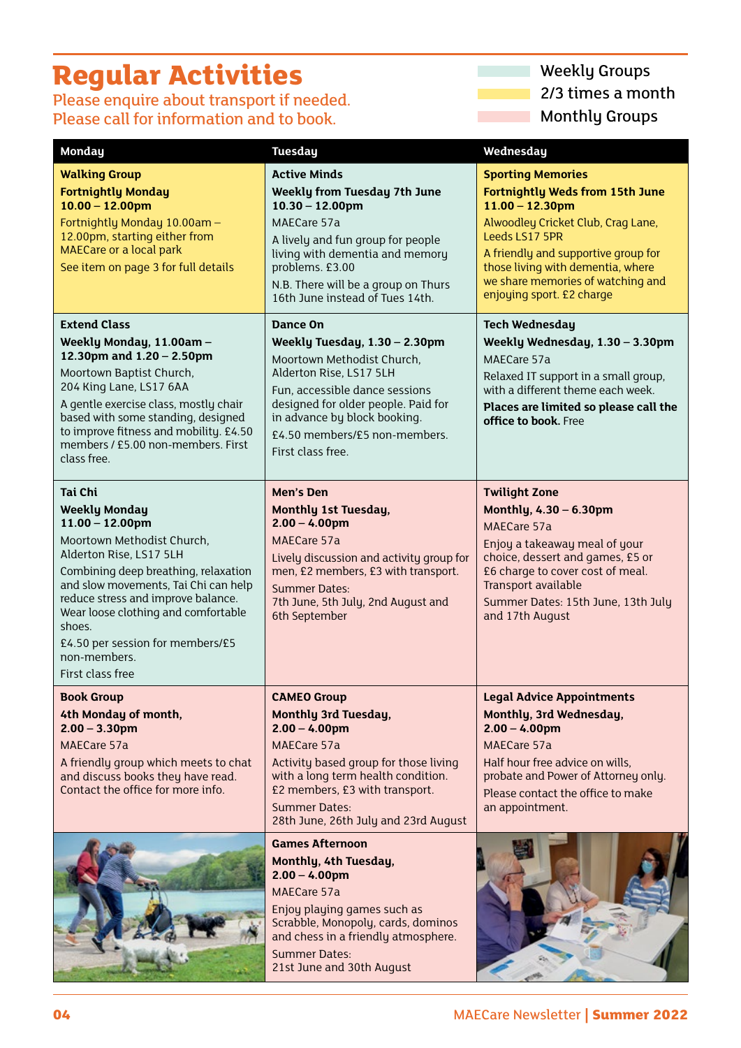# Regular Activities

Please enquire about transport if needed.
Please call for information and to book.

Key: Weekly Groups / 2/3 times a month / Monthly Groups

| Monday | Tuesday | Wednesday |
|---|---|---|
| **Walking Group**<br>**Fortnightly Monday 10.00 – 12.00pm**<br>Fortnightly Monday 10.00am – 12.00pm, starting either from MAECare or a local park<br>See item on page 3 for full details | **Active Minds**<br>**Weekly from Tuesday 7th June 10.30 – 12.00pm**<br>MAECare 57a<br>A lively and fun group for people living with dementia and memory problems. £3.00<br>N.B. There will be a group on Thurs 16th June instead of Tues 14th. | **Sporting Memories**<br>**Fortnightly Weds from 15th June 11.00 – 12.30pm**<br>Alwoodley Cricket Club, Crag Lane, Leeds LS17 5PR<br>A friendly and supportive group for those living with dementia, where we share memories of watching and enjoying sport. £2 charge |
| **Extend Class**<br>**Weekly Monday, 11.00am – 12.30pm and 1.20 – 2.50pm**<br>Moortown Baptist Church, 204 King Lane, LS17 6AA<br>A gentle exercise class, mostly chair based with some standing, designed to improve fitness and mobility. £4.50 members / £5.00 non-members. First class free. | **Dance On**<br>**Weekly Tuesday, 1.30 – 2.30pm**<br>Moortown Methodist Church, Alderton Rise, LS17 5LH<br>Fun, accessible dance sessions designed for older people. Paid for in advance by block booking.<br>£4.50 members/£5 non-members.<br>First class free. | **Tech Wednesday**<br>**Weekly Wednesday, 1.30 – 3.30pm**<br>MAECare 57a<br>Relaxed IT support in a small group, with a different theme each week.<br>**Places are limited so please call the office to book.** Free |
| **Tai Chi**<br>**Weekly Monday 11.00 – 12.00pm**<br>Moortown Methodist Church, Alderton Rise, LS17 5LH<br>Combining deep breathing, relaxation and slow movements, Tai Chi can help reduce stress and improve balance. Wear loose clothing and comfortable shoes.<br>£4.50 per session for members/£5 non-members.<br>First class free | **Men's Den**<br>**Monthly 1st Tuesday, 2.00 – 4.00pm**<br>MAECare 57a<br>Lively discussion and activity group for men, £2 members, £3 with transport.<br>Summer Dates:<br>7th June, 5th July, 2nd August and 6th September | **Twilight Zone**<br>**Monthly, 4.30 – 6.30pm**<br>MAECare 57a<br>Enjoy a takeaway meal of your choice, dessert and games, £5 or £6 charge to cover cost of meal. Transport available<br>Summer Dates: 15th June, 13th July and 17th August |
| **Book Group**<br>**4th Monday of month, 2.00 – 3.30pm**<br>MAECare 57a<br>A friendly group which meets to chat and discuss books they have read. Contact the office for more info. | **CAMEO Group**<br>**Monthly 3rd Tuesday, 2.00 – 4.00pm**<br>MAECare 57a<br>Activity based group for those living with a long term health condition. £2 members, £3 with transport.<br>Summer Dates:<br>28th June, 26th July and 23rd August | **Legal Advice Appointments**<br>**Monthly, 3rd Wednesday, 2.00 – 4.00pm**<br>MAECare 57a<br>Half hour free advice on wills, probate and Power of Attorney only.<br>Please contact the office to make an appointment. |
| | **Games Afternoon**<br>**Monthly, 4th Tuesday, 2.00 – 4.00pm**<br>MAECare 57a<br>Enjoy playing games such as Scrabble, Monopoly, cards, dominos and chess in a friendly atmosphere.<br>Summer Dates:<br>21st June and 30th August | |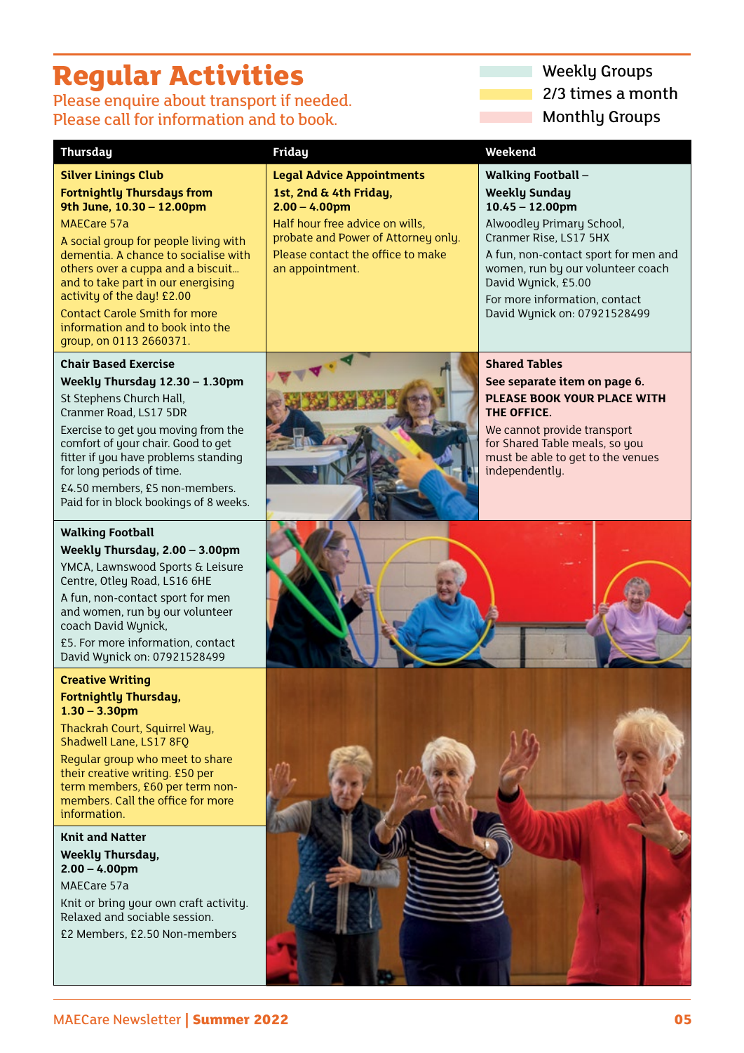# Regular Activities

Please enquire about transport if needed.
Please call for information and to book.

- Weekly Groups
- 2/3 times a month
- Monthly Groups

## Thursday

### Silver Linings Club

**Fortnightly Thursdays from 9th June, 10.30 – 12.00pm**

MAECare 57a

A social group for people living with dementia. A chance to socialise with others over a cuppa and a biscuit… and to take part in our energising activity of the day! £2.00

Contact Carole Smith for more information and to book into the group, on 0113 2660371.

### Chair Based Exercise

**Weekly Thursday 12.30 – 1.30pm**

St Stephens Church Hall, Cranmer Road, LS17 5DR

Exercise to get you moving from the comfort of your chair. Good to get fitter if you have problems standing for long periods of time.

£4.50 members, £5 non-members. Paid for in block bookings of 8 weeks.

### Walking Football

**Weekly Thursday, 2.00 – 3.00pm**

YMCA, Lawnswood Sports & Leisure Centre, Otley Road, LS16 6HE

A fun, non-contact sport for men and women, run by our volunteer coach David Wynick,

£5. For more information, contact David Wynick on: 07921528499

### Creative Writing

**Fortnightly Thursday, 1.30 – 3.30pm**

Thackrah Court, Squirrel Way, Shadwell Lane, LS17 8FQ

Regular group who meet to share their creative writing. £50 per term members, £60 per term non-members. Call the office for more information.

### Knit and Natter

**Weekly Thursday, 2.00 – 4.00pm**

MAECare 57a

Knit or bring your own craft activity. Relaxed and sociable session.

£2 Members, £2.50 Non-members

## Friday

### Legal Advice Appointments

**1st, 2nd & 4th Friday, 2.00 – 4.00pm**

Half hour free advice on wills, probate and Power of Attorney only.

Please contact the office to make an appointment.

## Weekend

### Walking Football –

**Weekly Sunday 10.45 – 12.00pm**

Alwoodley Primary School, Cranmer Rise, LS17 5HX

A fun, non-contact sport for men and women, run by our volunteer coach David Wynick, £5.00

For more information, contact David Wynick on: 07921528499

### Shared Tables

**See separate item on page 6.**

**PLEASE BOOK YOUR PLACE WITH THE OFFICE.**

We cannot provide transport for Shared Table meals, so you must be able to get to the venues independently.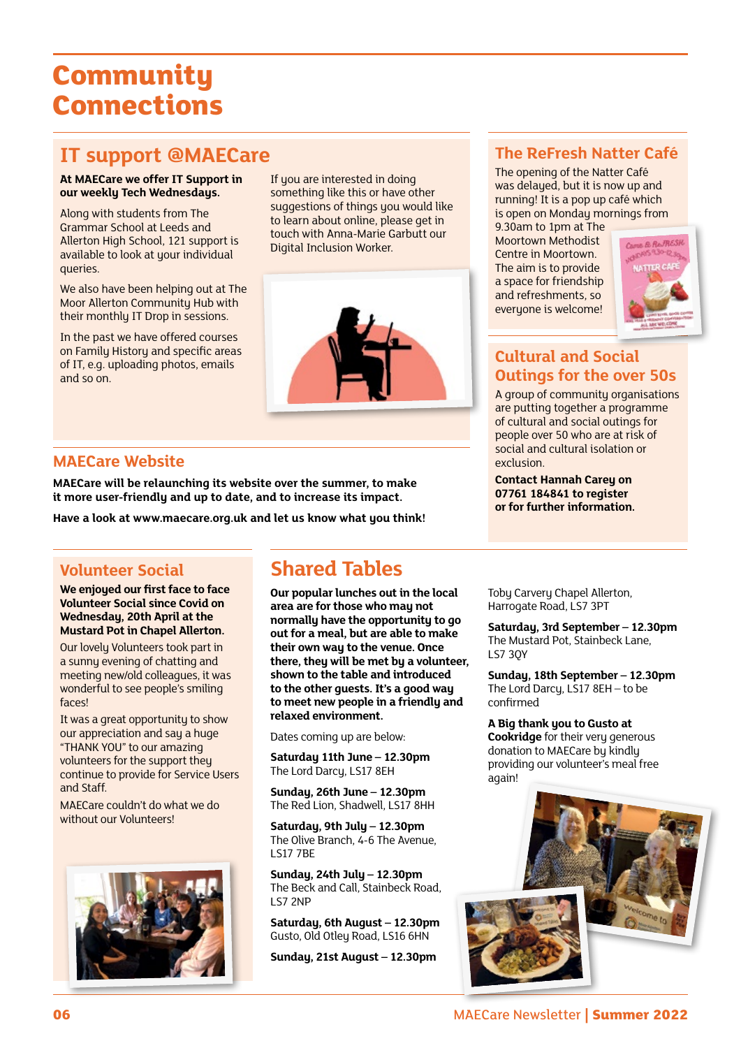# Community Connections

## IT support @MAECare

**At MAECare we offer IT Support in our weekly Tech Wednesdays.**

Along with students from The Grammar School at Leeds and Allerton High School, 121 support is available to look at your individual queries.

We also have been helping out at The Moor Allerton Community Hub with their monthly IT Drop in sessions.

In the past we have offered courses on Family History and specific areas of IT, e.g. uploading photos, emails and so on.

If you are interested in doing something like this or have other suggestions of things you would like to learn about online, please get in touch with Anna-Marie Garbutt our Digital Inclusion Worker.

## The ReFresh Natter Café

The opening of the Natter Café was delayed, but it is now up and running! It is a pop up café which is open on Monday mornings from 9.30am to 1pm at The Moortown Methodist Centre in Moortown. The aim is to provide a space for friendship and refreshments, so everyone is welcome!

## MAECare Website

**MAECare will be relaunching its website over the summer, to make it more user-friendly and up to date, and to increase its impact.**

**Have a look at www.maecare.org.uk and let us know what you think!**

## Cultural and Social Outings for the over 50s

A group of community organisations are putting together a programme of cultural and social outings for people over 50 who are at risk of social and cultural isolation or exclusion.

**Contact Hannah Carey on 07761 184841 to register or for further information.**

## Volunteer Social

**We enjoyed our first face to face Volunteer Social since Covid on Wednesday, 20th April at the Mustard Pot in Chapel Allerton.**

Our lovely Volunteers took part in a sunny evening of chatting and meeting new/old colleagues, it was wonderful to see people's smiling faces!

It was a great opportunity to show our appreciation and say a huge "THANK YOU" to our amazing volunteers for the support they continue to provide for Service Users and Staff.

MAECare couldn't do what we do without our Volunteers!

## Shared Tables

**Our popular lunches out in the local area are for those who may not normally have the opportunity to go out for a meal, but are able to make their own way to the venue. Once there, they will be met by a volunteer, shown to the table and introduced to the other guests. It's a good way to meet new people in a friendly and relaxed environment.**

Dates coming up are below:

**Saturday 11th June – 12.30pm**
The Lord Darcy, LS17 8EH

**Sunday, 26th June – 12.30pm**
The Red Lion, Shadwell, LS17 8HH

**Saturday, 9th July – 12.30pm**
The Olive Branch, 4-6 The Avenue, LS17 7BE

**Sunday, 24th July – 12.30pm**
The Beck and Call, Stainbeck Road, LS7 2NP

**Saturday, 6th August – 12.30pm**
Gusto, Old Otley Road, LS16 6HN

**Sunday, 21st August – 12.30pm**
Toby Carvery Chapel Allerton, Harrogate Road, LS7 3PT

**Saturday, 3rd September – 12.30pm**
The Mustard Pot, Stainbeck Lane, LS7 3QY

**Sunday, 18th September – 12.30pm**
The Lord Darcy, LS17 8EH – to be confirmed

**A Big thank you to Gusto at Cookridge** for their very generous donation to MAECare by kindly providing our volunteer's meal free again!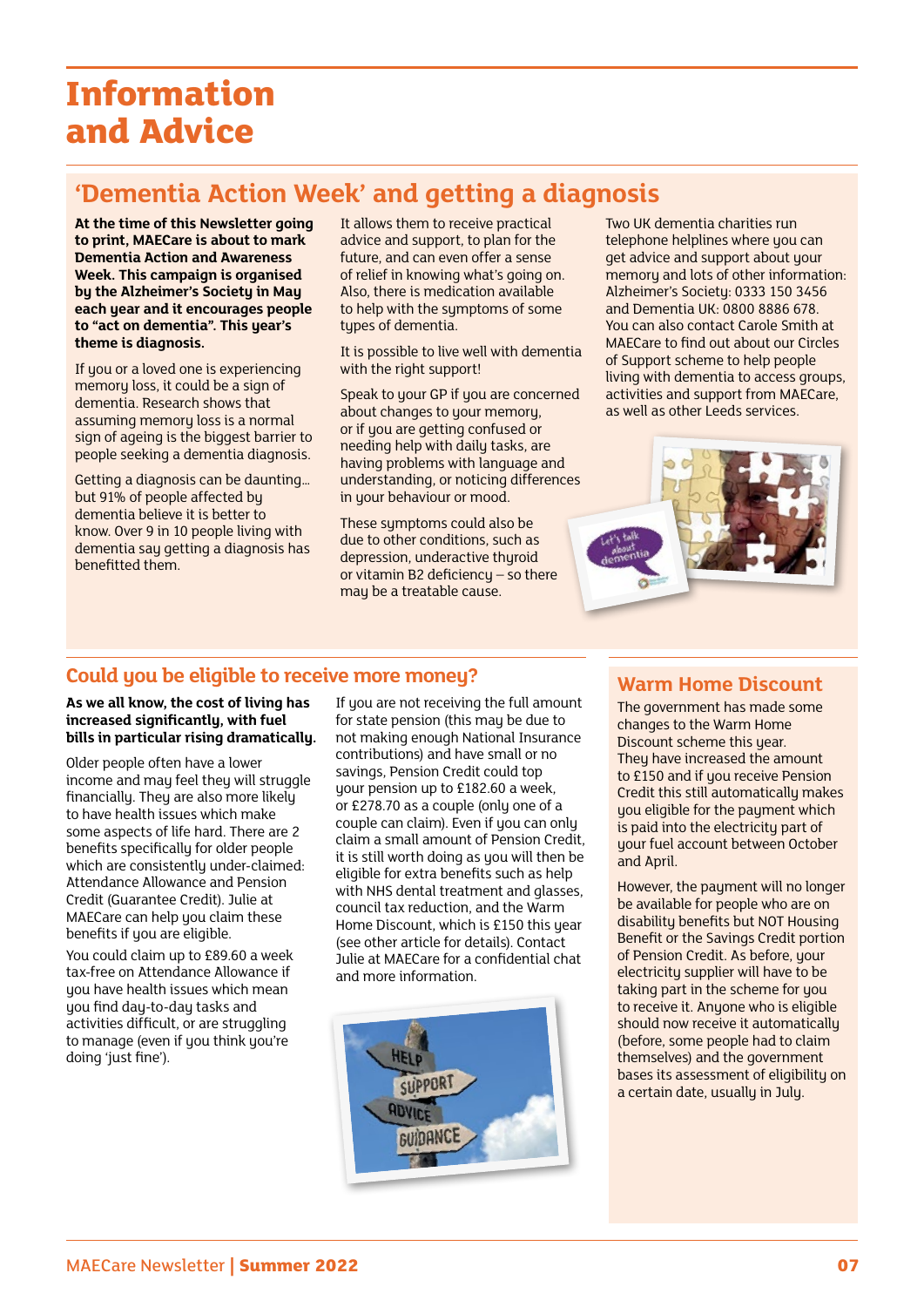# Information and Advice

## 'Dementia Action Week' and getting a diagnosis

**At the time of this Newsletter going to print, MAECare is about to mark Dementia Action and Awareness Week. This campaign is organised by the Alzheimer's Society in May each year and it encourages people to "act on dementia". This year's theme is diagnosis.**

If you or a loved one is experiencing memory loss, it could be a sign of dementia. Research shows that assuming memory loss is a normal sign of ageing is the biggest barrier to people seeking a dementia diagnosis.

Getting a diagnosis can be daunting… but 91% of people affected by dementia believe it is better to know. Over 9 in 10 people living with dementia say getting a diagnosis has benefitted them.

It allows them to receive practical advice and support, to plan for the future, and can even offer a sense of relief in knowing what's going on. Also, there is medication available to help with the symptoms of some types of dementia.

It is possible to live well with dementia with the right support!

Speak to your GP if you are concerned about changes to your memory, or if you are getting confused or needing help with daily tasks, are having problems with language and understanding, or noticing differences in your behaviour or mood.

These symptoms could also be due to other conditions, such as depression, underactive thyroid or vitamin B2 deficiency – so there may be a treatable cause.

Two UK dementia charities run telephone helplines where you can get advice and support about your memory and lots of other information: Alzheimer's Society: 0333 150 3456 and Dementia UK: 0800 8886 678. You can also contact Carole Smith at MAECare to find out about our Circles of Support scheme to help people living with dementia to access groups, activities and support from MAECare, as well as other Leeds services.

## Could you be eligible to receive more money?

**As we all know, the cost of living has increased significantly, with fuel bills in particular rising dramatically.**

Older people often have a lower income and may feel they will struggle financially. They are also more likely to have health issues which make some aspects of life hard. There are 2 benefits specifically for older people which are consistently under-claimed: Attendance Allowance and Pension Credit (Guarantee Credit). Julie at MAECare can help you claim these benefits if you are eligible.

You could claim up to £89.60 a week tax-free on Attendance Allowance if you have health issues which mean you find day-to-day tasks and activities difficult, or are struggling to manage (even if you think you're doing 'just fine').

If you are not receiving the full amount for state pension (this may be due to not making enough National Insurance contributions) and have small or no savings, Pension Credit could top your pension up to £182.60 a week, or £278.70 as a couple (only one of a couple can claim). Even if you can only claim a small amount of Pension Credit, it is still worth doing as you will then be eligible for extra benefits such as help with NHS dental treatment and glasses, council tax reduction, and the Warm Home Discount, which is £150 this year (see other article for details). Contact Julie at MAECare for a confidential chat and more information.

## Warm Home Discount

The government has made some changes to the Warm Home Discount scheme this year. They have increased the amount to £150 and if you receive Pension Credit this still automatically makes you eligible for the payment which is paid into the electricity part of your fuel account between October and April.

However, the payment will no longer be available for people who are on disability benefits but NOT Housing Benefit or the Savings Credit portion of Pension Credit. As before, your electricity supplier will have to be taking part in the scheme for you to receive it. Anyone who is eligible should now receive it automatically (before, some people had to claim themselves) and the government bases its assessment of eligibility on a certain date, usually in July.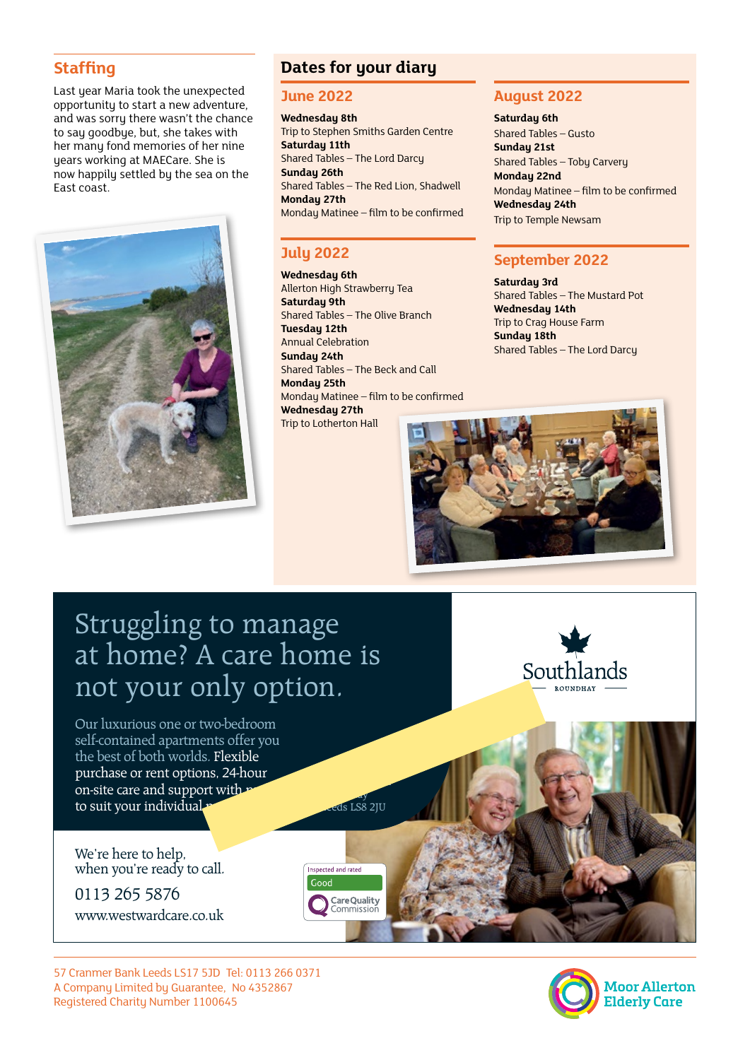## Staffing

Last year Maria took the unexpected opportunity to start a new adventure, and was sorry there wasn't the chance to say goodbye, but, she takes with her many fond memories of her nine years working at MAECare. She is now happily settled by the sea on the East coast.

## Dates for your diary

### June 2022

**Wednesday 8th**
Trip to Stephen Smiths Garden Centre
**Saturday 11th**
Shared Tables – The Lord Darcy
**Sunday 26th**
Shared Tables – The Red Lion, Shadwell
**Monday 27th**
Monday Matinee – film to be confirmed

### July 2022

**Wednesday 6th**
Allerton High Strawberry Tea
**Saturday 9th**
Shared Tables – The Olive Branch
**Tuesday 12th**
Annual Celebration
**Sunday 24th**
Shared Tables – The Beck and Call
**Monday 25th**
Monday Matinee – film to be confirmed
**Wednesday 27th**
Trip to Lotherton Hall

### August 2022

**Saturday 6th**
Shared Tables – Gusto
**Sunday 21st**
Shared Tables – Toby Carvery
**Monday 22nd**
Monday Matinee – film to be confirmed
**Wednesday 24th**
Trip to Temple Newsam

### September 2022

**Saturday 3rd**
Shared Tables – The Mustard Pot
**Wednesday 14th**
Trip to Crag House Farm
**Sunday 18th**
Shared Tables – The Lord Darcy

# Struggling to manage at home? A care home is not your only option.

Our luxurious one or two-bedroom self-contained apartments offer you the best of both worlds. Flexible purchase or rent options, 24-hour on-site care and support with ... to suit your individual ... eds LS8 2JU

Southlands
ROUNDHAY

We're here to help, when you're ready to call.

0113 265 5876

www.westwardcare.co.uk

Inspected and rated
Good
CareQuality Commission

57 Cranmer Bank Leeds LS17 5JD Tel: 0113 266 0371
A Company Limited by Guarantee, No 4352867
Registered Charity Number 1100645

Moor Allerton Elderly Care